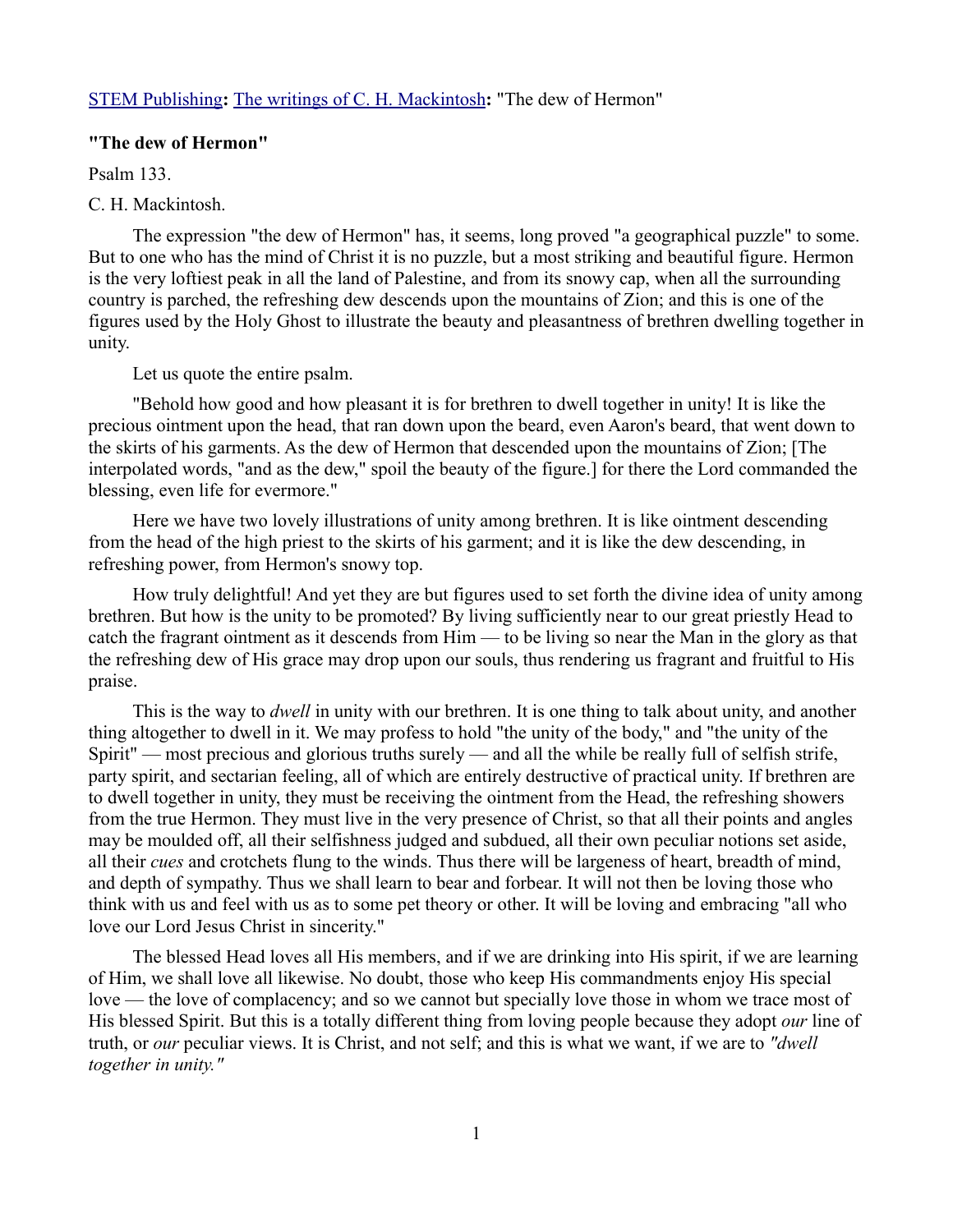STEM Publishing**:** The writings of C. H. Mackintosh**:** "The dew of Hermon"

**"The dew of Hermon"**

Psalm 133.

C. H. Mackintosh.

The expression "the dew of Hermon" has, it seems, long proved "a geographical puzzle" to some. But to one who has the mind of Christ it is no puzzle, but a most striking and beautiful figure. Hermon is the very loftiest peak in all the land of Palestine, and from its snowy cap, when all the surrounding country is parched, the refreshing dew descends upon the mountains of Zion; and this is one of the figures used by the Holy Ghost to illustrate the beauty and pleasantness of brethren dwelling together in unity.

Let us quote the entire psalm.

"Behold how good and how pleasant it is for brethren to dwell together in unity! It is like the precious ointment upon the head, that ran down upon the beard, even Aaron's beard, that went down to the skirts of his garments. As the dew of Hermon that descended upon the mountains of Zion; [The interpolated words, "and as the dew," spoil the beauty of the figure.] for there the Lord commanded the blessing, even life for evermore."

Here we have two lovely illustrations of unity among brethren. It is like ointment descending from the head of the high priest to the skirts of his garment; and it is like the dew descending, in refreshing power, from Hermon's snowy top.

How truly delightful! And yet they are but figures used to set forth the divine idea of unity among brethren. But how is the unity to be promoted? By living sufficiently near to our great priestly Head to catch the fragrant ointment as it descends from Him — to be living so near the Man in the glory as that the refreshing dew of His grace may drop upon our souls, thus rendering us fragrant and fruitful to His praise.

This is the way to *dwell* in unity with our brethren. It is one thing to talk about unity, and another thing altogether to dwell in it. We may profess to hold "the unity of the body," and "the unity of the Spirit" — most precious and glorious truths surely — and all the while be really full of selfish strife, party spirit, and sectarian feeling, all of which are entirely destructive of practical unity. If brethren are to dwell together in unity, they must be receiving the ointment from the Head, the refreshing showers from the true Hermon. They must live in the very presence of Christ, so that all their points and angles may be moulded off, all their selfishness judged and subdued, all their own peculiar notions set aside, all their *cues* and crotchets flung to the winds. Thus there will be largeness of heart, breadth of mind, and depth of sympathy. Thus we shall learn to bear and forbear. It will not then be loving those who think with us and feel with us as to some pet theory or other. It will be loving and embracing "all who love our Lord Jesus Christ in sincerity."

The blessed Head loves all His members, and if we are drinking into His spirit, if we are learning of Him, we shall love all likewise. No doubt, those who keep His commandments enjoy His special love — the love of complacency; and so we cannot but specially love those in whom we trace most of His blessed Spirit. But this is a totally different thing from loving people because they adopt *our* line of truth, or *our* peculiar views. It is Christ, and not self; and this is what we want, if we are to *"dwell together in unity."*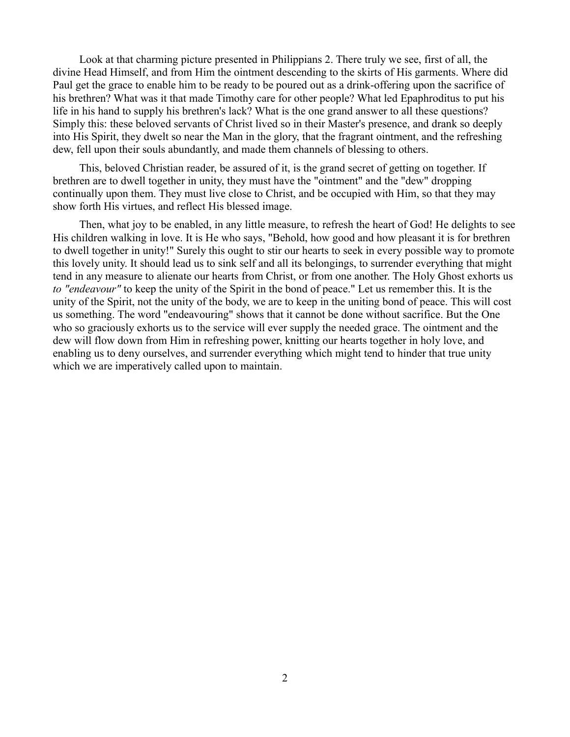Look at that charming picture presented in Philippians 2. There truly we see, first of all, the divine Head Himself, and from Him the ointment descending to the skirts of His garments. Where did Paul get the grace to enable him to be ready to be poured out as a drink-offering upon the sacrifice of his brethren? What was it that made Timothy care for other people? What led Epaphroditus to put his life in his hand to supply his brethren's lack? What is the one grand answer to all these questions? Simply this: these beloved servants of Christ lived so in their Master's presence, and drank so deeply into His Spirit, they dwelt so near the Man in the glory, that the fragrant ointment, and the refreshing dew, fell upon their souls abundantly, and made them channels of blessing to others.

This, beloved Christian reader, be assured of it, is the grand secret of getting on together. If brethren are to dwell together in unity, they must have the "ointment" and the "dew" dropping continually upon them. They must live close to Christ, and be occupied with Him, so that they may show forth His virtues, and reflect His blessed image.

Then, what joy to be enabled, in any little measure, to refresh the heart of God! He delights to see His children walking in love. It is He who says, "Behold, how good and how pleasant it is for brethren to dwell together in unity!" Surely this ought to stir our hearts to seek in every possible way to promote this lovely unity. It should lead us to sink self and all its belongings, to surrender everything that might tend in any measure to alienate our hearts from Christ, or from one another. The Holy Ghost exhorts us *to "endeavour"* to keep the unity of the Spirit in the bond of peace." Let us remember this. It is the unity of the Spirit, not the unity of the body, we are to keep in the uniting bond of peace. This will cost us something. The word "endeavouring" shows that it cannot be done without sacrifice. But the One who so graciously exhorts us to the service will ever supply the needed grace. The ointment and the dew will flow down from Him in refreshing power, knitting our hearts together in holy love, and enabling us to deny ourselves, and surrender everything which might tend to hinder that true unity which we are imperatively called upon to maintain.